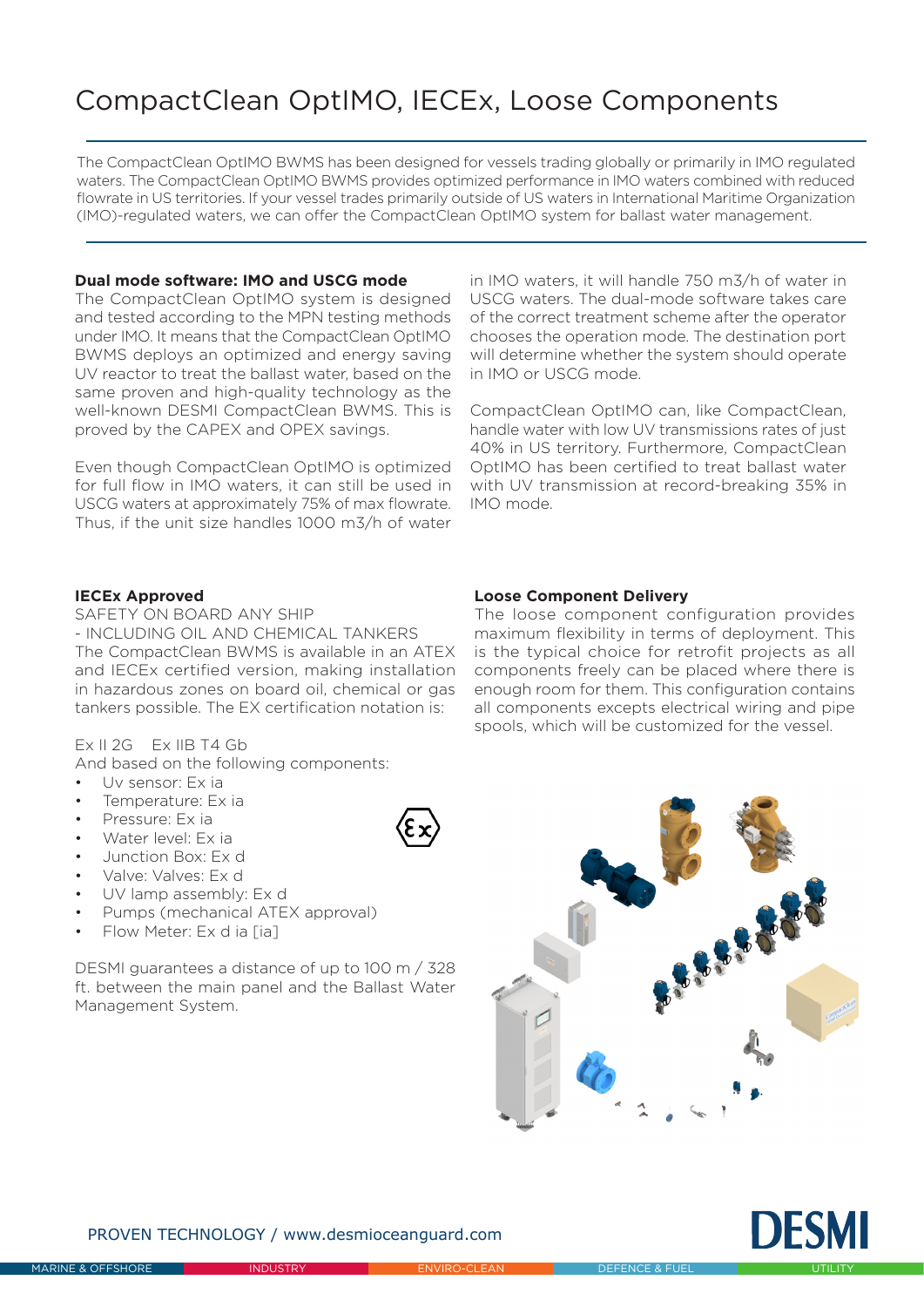# CompactClean OptIMO, IECEx, Loose Components

The CompactClean OptIMO BWMS has been designed for vessels trading globally or primarily in IMO regulated waters. The CompactClean OptIMO BWMS provides optimized performance in IMO waters combined with reduced flowrate in US territories. If your vessel trades primarily outside of US waters in International Maritime Organization (IMO)-regulated waters, we can offer the CompactClean OptIMO system for ballast water management.

**Dual mode software: IMO and USCG mode**

The CompactClean OptIMO system is designed and tested according to the MPN testing methods under IMO. It means that the CompactClean OptIMO BWMS deploys an optimized and energy saving UV reactor to treat the ballast water, based on the same proven and high-quality technology as the well-known DESMI CompactClean BWMS. This is proved by the CAPEX and OPEX savings.

Even though CompactClean OptIMO is optimized for full flow in IMO waters, it can still be used in USCG waters at approximately 75% of max flowrate. Thus, if the unit size handles 1000 m3/h of water in IMO waters, it will handle 750 m3/h of water in USCG waters. The dual-mode software takes care of the correct treatment scheme after the operator chooses the operation mode. The destination port will determine whether the system should operate in IMO or USCG mode.

CompactClean OptIMO can, like CompactClean, handle water with low UV transmissions rates of just 40% in US territory. Furthermore, CompactClean OptIMO has been certified to treat ballast water with UV transmission at record-breaking 35% in IMO mode.

**IECEx Approved**

SAFETY ON BOARD ANY SHIP
- INCLUDING OIL AND CHEMICAL TANKERS

The CompactClean BWMS is available in an ATEX and IECEx certified version, making installation in hazardous zones on board oil, chemical or gas tankers possible. The EX certification notation is:

Ex II 2G Ex IIB T4 Gb

And based on the following components:

- Uv sensor: Ex ia
- Temperature: Ex ia
- Pressure: Ex ia
- Water level: Ex ia
- Junction Box: Ex d
- Valve: Valves: Ex d
- UV lamp assembly: Ex d
- Pumps (mechanical ATEX approval)
- Flow Meter: Ex d ia [ia]

DESMI guarantees a distance of up to 100 m / 328 ft. between the main panel and the Ballast Water Management System.

**Loose Component Delivery**

The loose component configuration provides maximum flexibility in terms of deployment. This is the typical choice for retrofit projects as all components freely can be placed where there is enough room for them. This configuration contains all components excepts electrical wiring and pipe spools, which will be customized for the vessel.

PROVEN TECHNOLOGY / www.desmioceanguard.com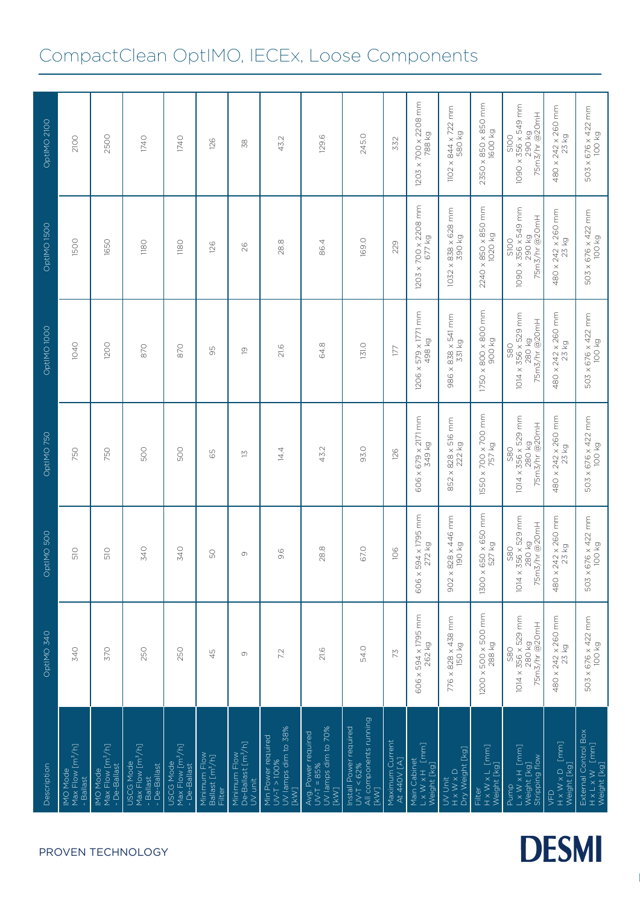# CompactClean OptIMO, IECEx, Loose Components

| Description | OptIMO 340 | OptIMO 500 | OptIMO 750 | OptIMO 1000 | OptIMO 1500 | OptIMO 2100 |
|---|---|---|---|---|---|---|
| IMO Mode Max Flow [m³/h] - Ballast | 340 | 510 | 750 | 1040 | 1500 | 2100 |
| IMO Mode Max Flow [m³/h] - De-Ballast | 370 | 510 | 750 | 1200 | 1650 | 2500 |
| USCG Mode Max Flow [m³/h] - Ballast - De-Ballast | 250 | 340 | 500 | 870 | 1180 | 1740 |
| USCG Mode Max Flow [m³/h] - De-Ballast | 250 | 340 | 500 | 870 | 1180 | 1740 |
| Minimum Flow Ballast [m³/h] Filter | 45 | 50 | 65 | 95 | 126 | 126 |
| Minimum Flow De-Ballast [m³/h] UV unit | 9 | 9 | 13 | 19 | 26 | 38 |
| Min Power required UV-T > 100% UV lamps dim to 38% [kW] | 7.2 | 9.6 | 14.4 | 21.6 | 28.8 | 43.2 |
| Avg. Power required UV-T = 85% UV lamps dim to 70% [kW] | 21.6 | 28.8 | 43.2 | 64.8 | 86.4 | 129.6 |
| Install Power required UV-T < 62% All components running [kW] | 54.0 | 67.0 | 93.0 | 131.0 | 169.0 | 245.0 |
| Maximum Current At 440V [A] | 73 | 106 | 126 | 177 | 229 | 332 |
| Main Cabinet L x W x H [mm] Weight [kg] | 606 x 594 x 1795 mm 262 kg | 606 x 594 x 1795 mm 272 kg | 606 x 679 x 2171 mm 349 kg | 1206 x 579 x 1771 mm 498 kg | 1203 x 700 x 2208 mm 677 kg | 1203 x 700 x 2208 mm 788 kg |
| UV Unit H x W x D Dry Weight [kg] | 776 x 828 x 438 mm 150 kg | 902 x 828 x 446 mm 190 kg | 852 x 828 x 516 mm 222 kg | 986 x 838 x 541 mm 331 kg | 1032 x 838 x 628 mm 390 kg | 1102 x 844 x 722 mm 580 kg |
| Filter H x W x L [mm] Weight [kg] | 1200 x 500 x 500 mm 288 kg | 1300 x 650 x 650 mm 527 kg | 1550 x 700 x 700 mm 757 kg | 1750 x 800 x 800 mm 900 kg | 2240 x 850 x 850 mm 1020 kg | 2350 x 850 x 850 mm 1600 kg |
| Pump L x W x H [mm] Weight [kg] Stripping flow | S80 1014 x 356 x 529 mm 280 kg 75m3/hr @20mH | S80 1014 x 356 x 529 mm 280 kg 75m3/hr @20mH | S80 1014 x 356 x 529 mm 280 kg 75m3/hr @20mH | S80 1014 x 356 x 529 mm 280 kg 75m3/hr @20mH | S100 1090 x 356 x 549 mm 290 kg 75m3/hr @20mH | S100 1090 x 356 x 549 mm 290 kg 75m3/hr @20mH |
| VFD H x W x D [mm] Weight [kg] | 480 x 242 x 260 mm 23 kg | 480 x 242 x 260 mm 23 kg | 480 x 242 x 260 mm 23 kg | 480 x 242 x 260 mm 23 kg | 480 x 242 x 260 mm 23 kg | 480 x 242 x 260 mm 23 kg |
| External Control Box H x L x W [mm] Weight [kg] | 503 x 676 x 422 mm 100 kg | 503 x 676 x 422 mm 100 kg | 503 x 676 x 422 mm 100 kg | 503 x 676 x 422 mm 100 kg | 503 x 676 x 422 mm 100 kg | 503 x 676 x 422 mm 100 kg |

PROVEN TECHNOLOGY

DESMI